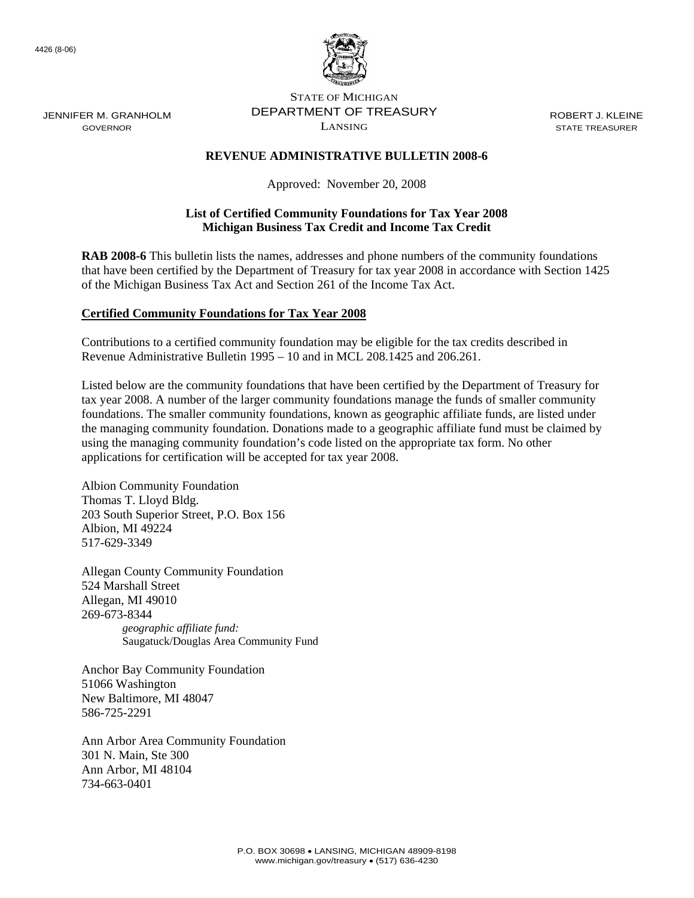4426 (8-06)

STATE OF MICHIGAN
DEPARTMENT OF TREASURY
LANSING

JENNIFER M. GRANHOLM
GOVERNOR

ROBERT J. KLEINE
STATE TREASURER

**REVENUE ADMINISTRATIVE BULLETIN 2008-6**

Approved: November 20, 2008

**List of Certified Community Foundations for Tax Year 2008**
**Michigan Business Tax Credit and Income Tax Credit**

**RAB 2008-6** This bulletin lists the names, addresses and phone numbers of the community foundations that have been certified by the Department of Treasury for tax year 2008 in accordance with Section 1425 of the Michigan Business Tax Act and Section 261 of the Income Tax Act.

**Certified Community Foundations for Tax Year 2008**

Contributions to a certified community foundation may be eligible for the tax credits described in Revenue Administrative Bulletin 1995 – 10 and in MCL 208.1425 and 206.261.

Listed below are the community foundations that have been certified by the Department of Treasury for tax year 2008. A number of the larger community foundations manage the funds of smaller community foundations. The smaller community foundations, known as geographic affiliate funds, are listed under the managing community foundation. Donations made to a geographic affiliate fund must be claimed by using the managing community foundation's code listed on the appropriate tax form. No other applications for certification will be accepted for tax year 2008.

Albion Community Foundation
Thomas T. Lloyd Bldg.
203 South Superior Street, P.O. Box 156
Albion, MI 49224
517-629-3349

Allegan County Community Foundation
524 Marshall Street
Allegan, MI 49010
269-673-8344
*geographic affiliate fund:*
Saugatuck/Douglas Area Community Fund

Anchor Bay Community Foundation
51066 Washington
New Baltimore, MI 48047
586-725-2291

Ann Arbor Area Community Foundation
301 N. Main, Ste 300
Ann Arbor, MI 48104
734-663-0401

P.O. BOX 30698 • LANSING, MICHIGAN 48909-8198
www.michigan.gov/treasury • (517) 636-4230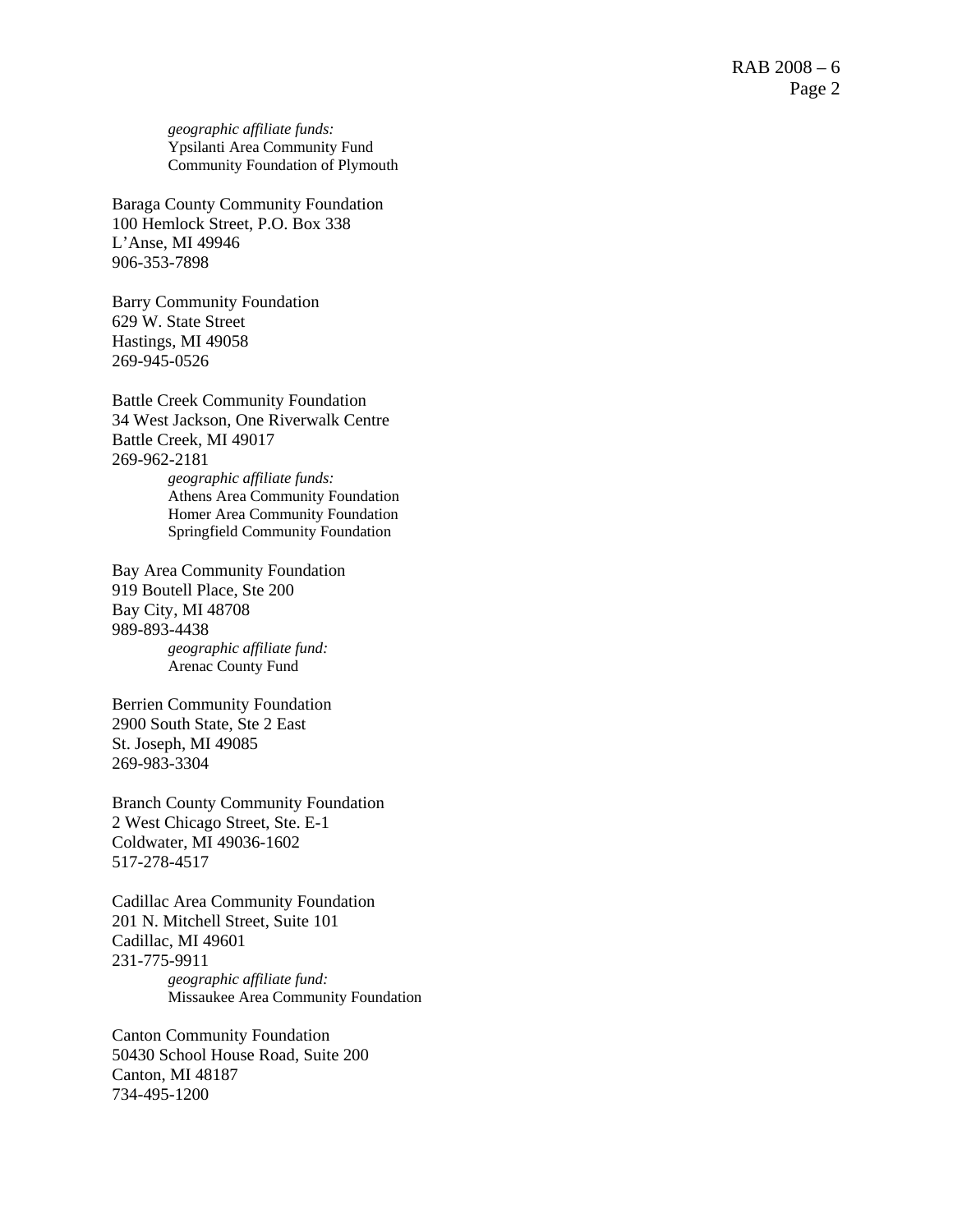*geographic affiliate funds:*
Ypsilanti Area Community Fund
Community Foundation of Plymouth

Baraga County Community Foundation
100 Hemlock Street, P.O. Box 338
L'Anse, MI 49946
906-353-7898

Barry Community Foundation
629 W. State Street
Hastings, MI 49058
269-945-0526

Battle Creek Community Foundation
34 West Jackson, One Riverwalk Centre
Battle Creek, MI 49017
269-962-2181

*geographic affiliate funds:*
Athens Area Community Foundation
Homer Area Community Foundation
Springfield Community Foundation

Bay Area Community Foundation
919 Boutell Place, Ste 200
Bay City, MI 48708
989-893-4438

*geographic affiliate fund:*
Arenac County Fund

Berrien Community Foundation
2900 South State, Ste 2 East
St. Joseph, MI 49085
269-983-3304

Branch County Community Foundation
2 West Chicago Street, Ste. E-1
Coldwater, MI 49036-1602
517-278-4517

Cadillac Area Community Foundation
201 N. Mitchell Street, Suite 101
Cadillac, MI 49601
231-775-9911

*geographic affiliate fund:*
Missaukee Area Community Foundation

Canton Community Foundation
50430 School House Road, Suite 200
Canton, MI 48187
734-495-1200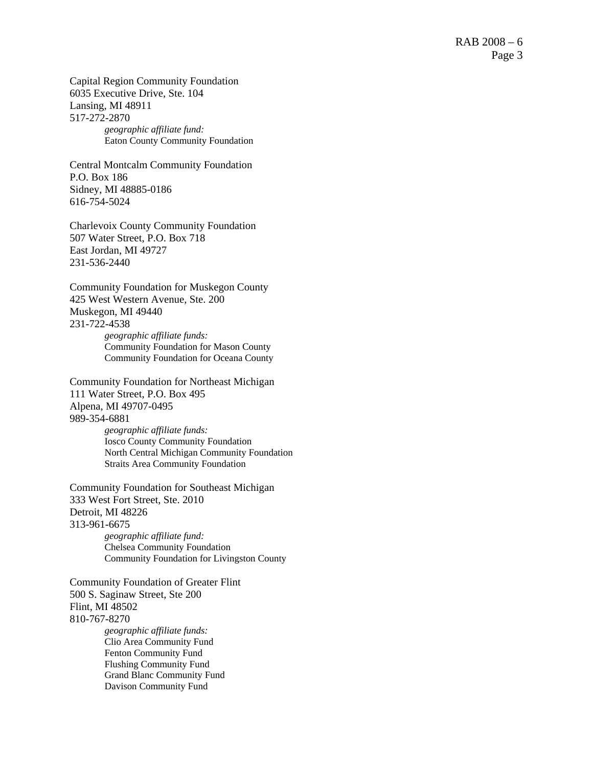Capital Region Community Foundation
6035 Executive Drive, Ste. 104
Lansing, MI 48911
517-272-2870

> *geographic affiliate fund:*
> Eaton County Community Foundation

Central Montcalm Community Foundation
P.O. Box 186
Sidney, MI 48885-0186
616-754-5024

Charlevoix County Community Foundation
507 Water Street, P.O. Box 718
East Jordan, MI 49727
231-536-2440

Community Foundation for Muskegon County
425 West Western Avenue, Ste. 200
Muskegon, MI 49440
231-722-4538

> *geographic affiliate funds:*
> Community Foundation for Mason County
> Community Foundation for Oceana County

Community Foundation for Northeast Michigan
111 Water Street, P.O. Box 495
Alpena, MI 49707-0495
989-354-6881

> *geographic affiliate funds:*
> Iosco County Community Foundation
> North Central Michigan Community Foundation
> Straits Area Community Foundation

Community Foundation for Southeast Michigan
333 West Fort Street, Ste. 2010
Detroit, MI 48226
313-961-6675

> *geographic affiliate fund:*
> Chelsea Community Foundation
> Community Foundation for Livingston County

Community Foundation of Greater Flint
500 S. Saginaw Street, Ste 200
Flint, MI 48502
810-767-8270

> *geographic affiliate funds:*
> Clio Area Community Fund
> Fenton Community Fund
> Flushing Community Fund
> Grand Blanc Community Fund
> Davison Community Fund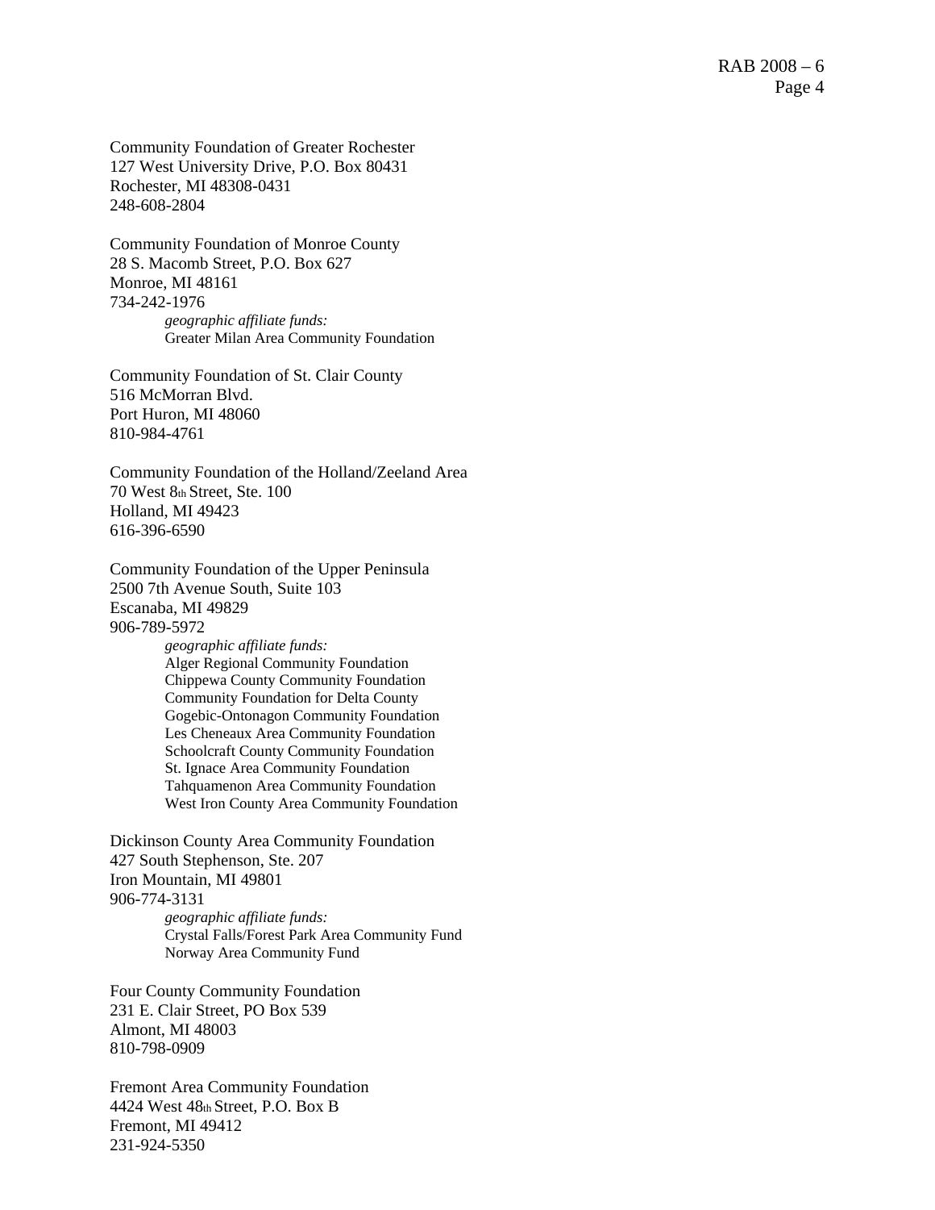Community Foundation of Greater Rochester
127 West University Drive, P.O. Box 80431
Rochester, MI 48308-0431
248-608-2804

Community Foundation of Monroe County
28 S. Macomb Street, P.O. Box 627
Monroe, MI 48161
734-242-1976

> *geographic affiliate funds:*
> Greater Milan Area Community Foundation

Community Foundation of St. Clair County
516 McMorran Blvd.
Port Huron, MI 48060
810-984-4761

Community Foundation of the Holland/Zeeland Area
70 West 8th Street, Ste. 100
Holland, MI 49423
616-396-6590

Community Foundation of the Upper Peninsula
2500 7th Avenue South, Suite 103
Escanaba, MI 49829
906-789-5972

> *geographic affiliate funds:*
> Alger Regional Community Foundation
> Chippewa County Community Foundation
> Community Foundation for Delta County
> Gogebic-Ontonagon Community Foundation
> Les Cheneaux Area Community Foundation
> Schoolcraft County Community Foundation
> St. Ignace Area Community Foundation
> Tahquamenon Area Community Foundation
> West Iron County Area Community Foundation

Dickinson County Area Community Foundation
427 South Stephenson, Ste. 207
Iron Mountain, MI 49801
906-774-3131

> *geographic affiliate funds:*
> Crystal Falls/Forest Park Area Community Fund
> Norway Area Community Fund

Four County Community Foundation
231 E. Clair Street, PO Box 539
Almont, MI 48003
810-798-0909

Fremont Area Community Foundation
4424 West 48th Street, P.O. Box B
Fremont, MI 49412
231-924-5350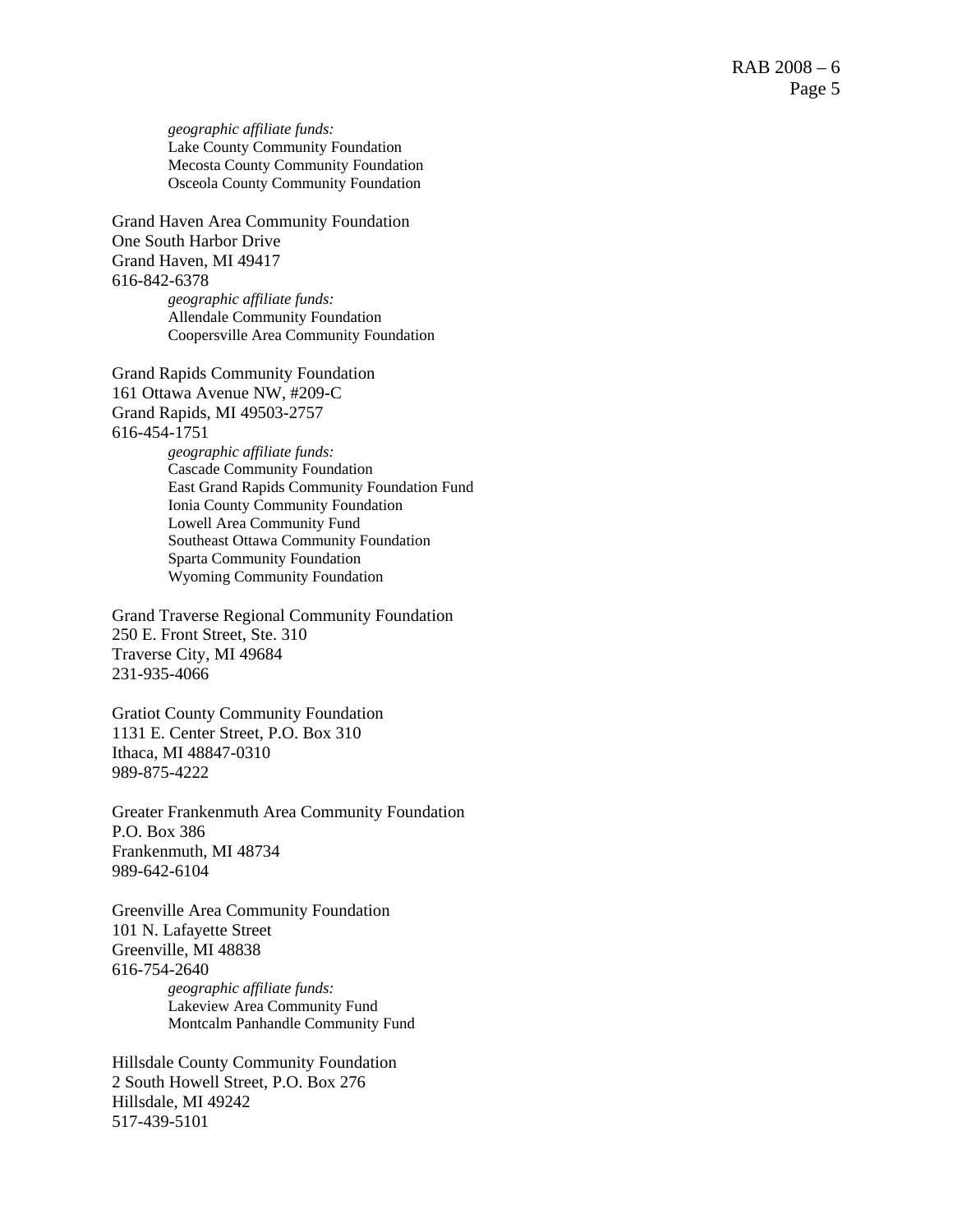*geographic affiliate funds:*
Lake County Community Foundation
Mecosta County Community Foundation
Osceola County Community Foundation

Grand Haven Area Community Foundation
One South Harbor Drive
Grand Haven, MI 49417
616-842-6378

*geographic affiliate funds:*
Allendale Community Foundation
Coopersville Area Community Foundation

Grand Rapids Community Foundation
161 Ottawa Avenue NW, #209-C
Grand Rapids, MI 49503-2757
616-454-1751

*geographic affiliate funds:*
Cascade Community Foundation
East Grand Rapids Community Foundation Fund
Ionia County Community Foundation
Lowell Area Community Fund
Southeast Ottawa Community Foundation
Sparta Community Foundation
Wyoming Community Foundation

Grand Traverse Regional Community Foundation
250 E. Front Street, Ste. 310
Traverse City, MI 49684
231-935-4066

Gratiot County Community Foundation
1131 E. Center Street, P.O. Box 310
Ithaca, MI 48847-0310
989-875-4222

Greater Frankenmuth Area Community Foundation
P.O. Box 386
Frankenmuth, MI 48734
989-642-6104

Greenville Area Community Foundation
101 N. Lafayette Street
Greenville, MI 48838
616-754-2640

*geographic affiliate funds:*
Lakeview Area Community Fund
Montcalm Panhandle Community Fund

Hillsdale County Community Foundation
2 South Howell Street, P.O. Box 276
Hillsdale, MI 49242
517-439-5101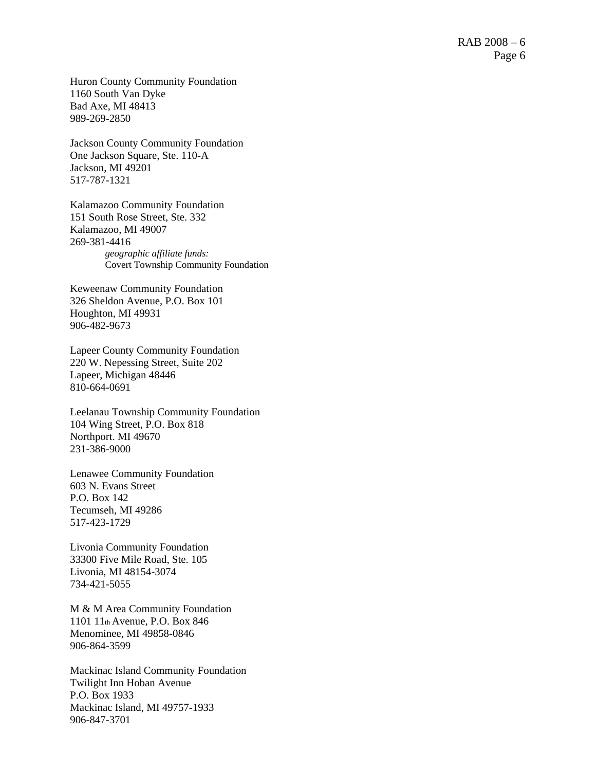Huron County Community Foundation
1160 South Van Dyke
Bad Axe, MI 48413
989-269-2850

Jackson County Community Foundation
One Jackson Square, Ste. 110-A
Jackson, MI 49201
517-787-1321

Kalamazoo Community Foundation
151 South Rose Street, Ste. 332
Kalamazoo, MI 49007
269-381-4416

> *geographic affiliate funds:*
> Covert Township Community Foundation

Keweenaw Community Foundation
326 Sheldon Avenue, P.O. Box 101
Houghton, MI 49931
906-482-9673

Lapeer County Community Foundation
220 W. Nepessing Street, Suite 202
Lapeer, Michigan 48446
810-664-0691

Leelanau Township Community Foundation
104 Wing Street, P.O. Box 818
Northport. MI 49670
231-386-9000

Lenawee Community Foundation
603 N. Evans Street
P.O. Box 142
Tecumseh, MI 49286
517-423-1729

Livonia Community Foundation
33300 Five Mile Road, Ste. 105
Livonia, MI 48154-3074
734-421-5055

M & M Area Community Foundation
1101 11th Avenue, P.O. Box 846
Menominee, MI 49858-0846
906-864-3599

Mackinac Island Community Foundation
Twilight Inn Hoban Avenue
P.O. Box 1933
Mackinac Island, MI 49757-1933
906-847-3701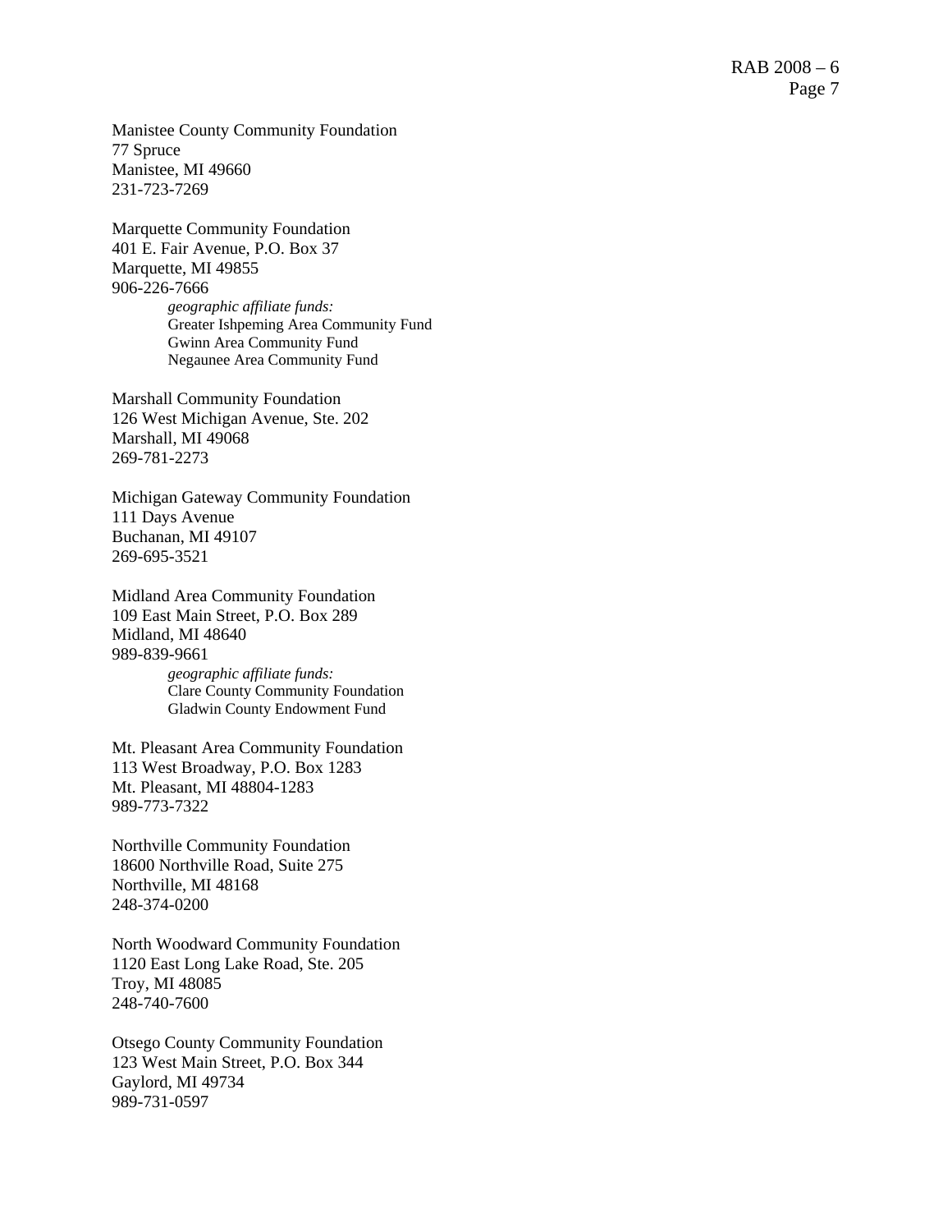Manistee County Community Foundation
77 Spruce
Manistee, MI 49660
231-723-7269

Marquette Community Foundation
401 E. Fair Avenue, P.O. Box 37
Marquette, MI 49855
906-226-7666

*geographic affiliate funds:*
Greater Ishpeming Area Community Fund
Gwinn Area Community Fund
Negaunee Area Community Fund

Marshall Community Foundation
126 West Michigan Avenue, Ste. 202
Marshall, MI 49068
269-781-2273

Michigan Gateway Community Foundation
111 Days Avenue
Buchanan, MI 49107
269-695-3521

Midland Area Community Foundation
109 East Main Street, P.O. Box 289
Midland, MI 48640
989-839-9661

*geographic affiliate funds:*
Clare County Community Foundation
Gladwin County Endowment Fund

Mt. Pleasant Area Community Foundation
113 West Broadway, P.O. Box 1283
Mt. Pleasant, MI 48804-1283
989-773-7322

Northville Community Foundation
18600 Northville Road, Suite 275
Northville, MI 48168
248-374-0200

North Woodward Community Foundation
1120 East Long Lake Road, Ste. 205
Troy, MI 48085
248-740-7600

Otsego County Community Foundation
123 West Main Street, P.O. Box 344
Gaylord, MI 49734
989-731-0597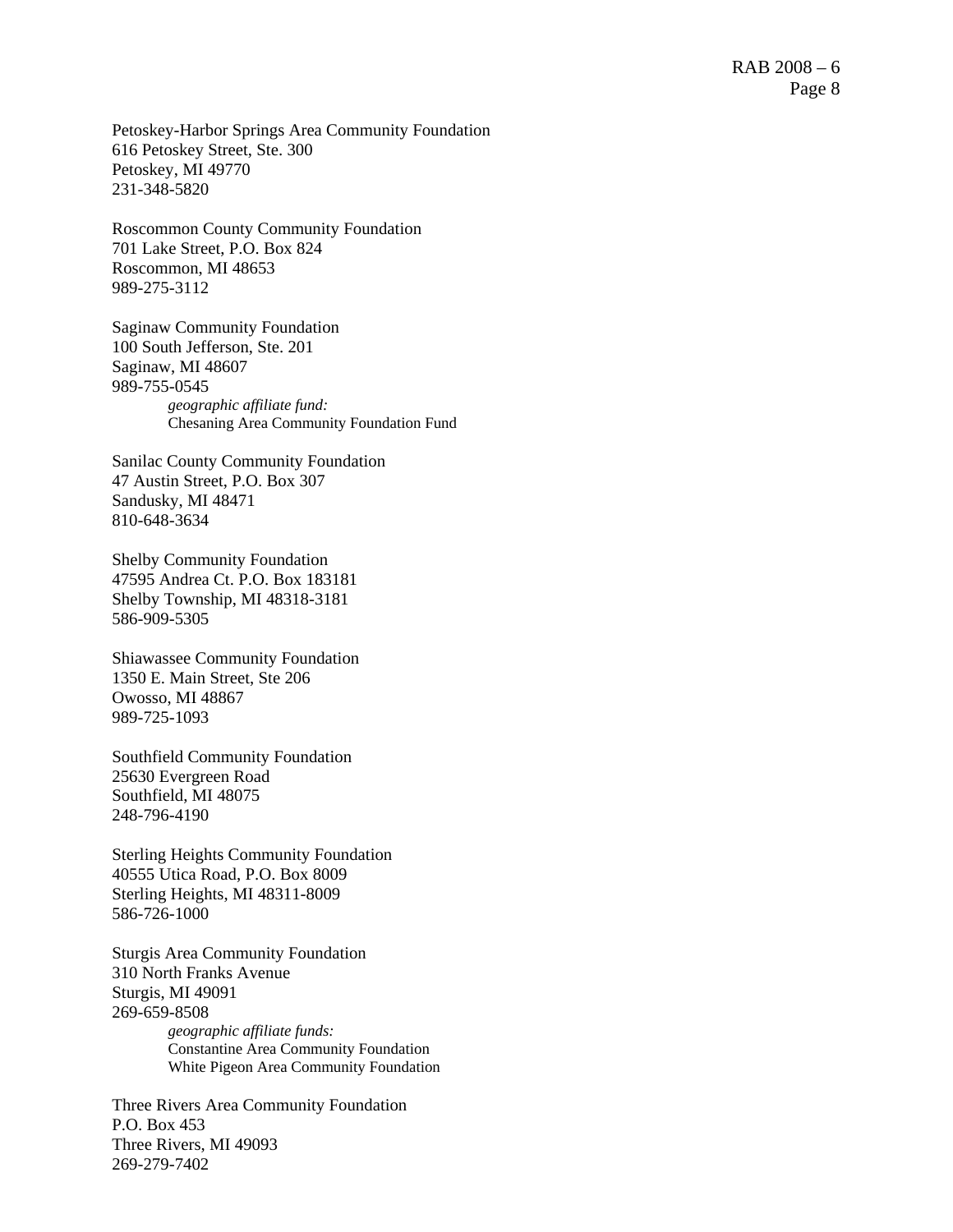Petoskey-Harbor Springs Area Community Foundation
616 Petoskey Street, Ste. 300
Petoskey, MI 49770
231-348-5820

Roscommon County Community Foundation
701 Lake Street, P.O. Box 824
Roscommon, MI 48653
989-275-3112

Saginaw Community Foundation
100 South Jefferson, Ste. 201
Saginaw, MI 48607
989-755-0545

> *geographic affiliate fund:*
> Chesaning Area Community Foundation Fund

Sanilac County Community Foundation
47 Austin Street, P.O. Box 307
Sandusky, MI 48471
810-648-3634

Shelby Community Foundation
47595 Andrea Ct. P.O. Box 183181
Shelby Township, MI 48318-3181
586-909-5305

Shiawassee Community Foundation
1350 E. Main Street, Ste 206
Owosso, MI 48867
989-725-1093

Southfield Community Foundation
25630 Evergreen Road
Southfield, MI 48075
248-796-4190

Sterling Heights Community Foundation
40555 Utica Road, P.O. Box 8009
Sterling Heights, MI 48311-8009
586-726-1000

Sturgis Area Community Foundation
310 North Franks Avenue
Sturgis, MI 49091
269-659-8508

> *geographic affiliate funds:*
> Constantine Area Community Foundation
> White Pigeon Area Community Foundation

Three Rivers Area Community Foundation
P.O. Box 453
Three Rivers, MI 49093
269-279-7402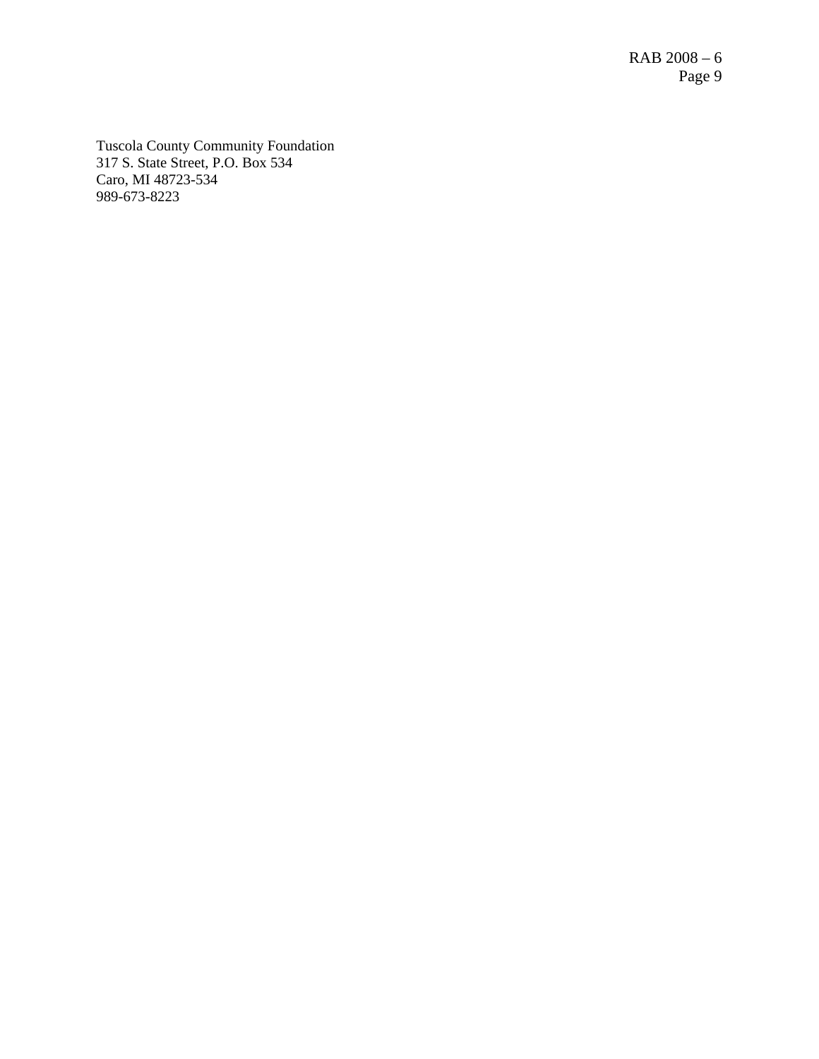Tuscola County Community Foundation
317 S. State Street, P.O. Box 534
Caro, MI 48723-534
989-673-8223